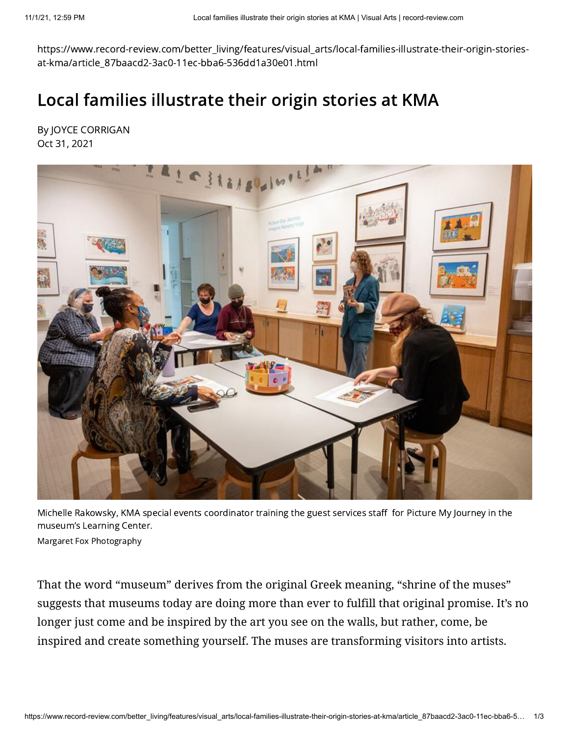https://www.record-review.com/better_living/features/visual_arts/local-families-illustrate-their-origin-stories-at-kma/article_87baacd2-3ac0-11ec-bba6-536dd1a30e01.html

# Local families illustrate their origin stories at KMA

By JOYCE CORRIGAN
Oct 31, 2021

Michelle Rakowsky, KMA special events coordinator training the guest services staff for Picture My Journey in the museum's Learning Center.
Margaret Fox Photography

That the word "museum" derives from the original Greek meaning, "shrine of the muses" suggests that museums today are doing more than ever to fulfill that original promise. It's no longer just come and be inspired by the art you see on the walls, but rather, come, be inspired and create something yourself. The muses are transforming visitors into artists.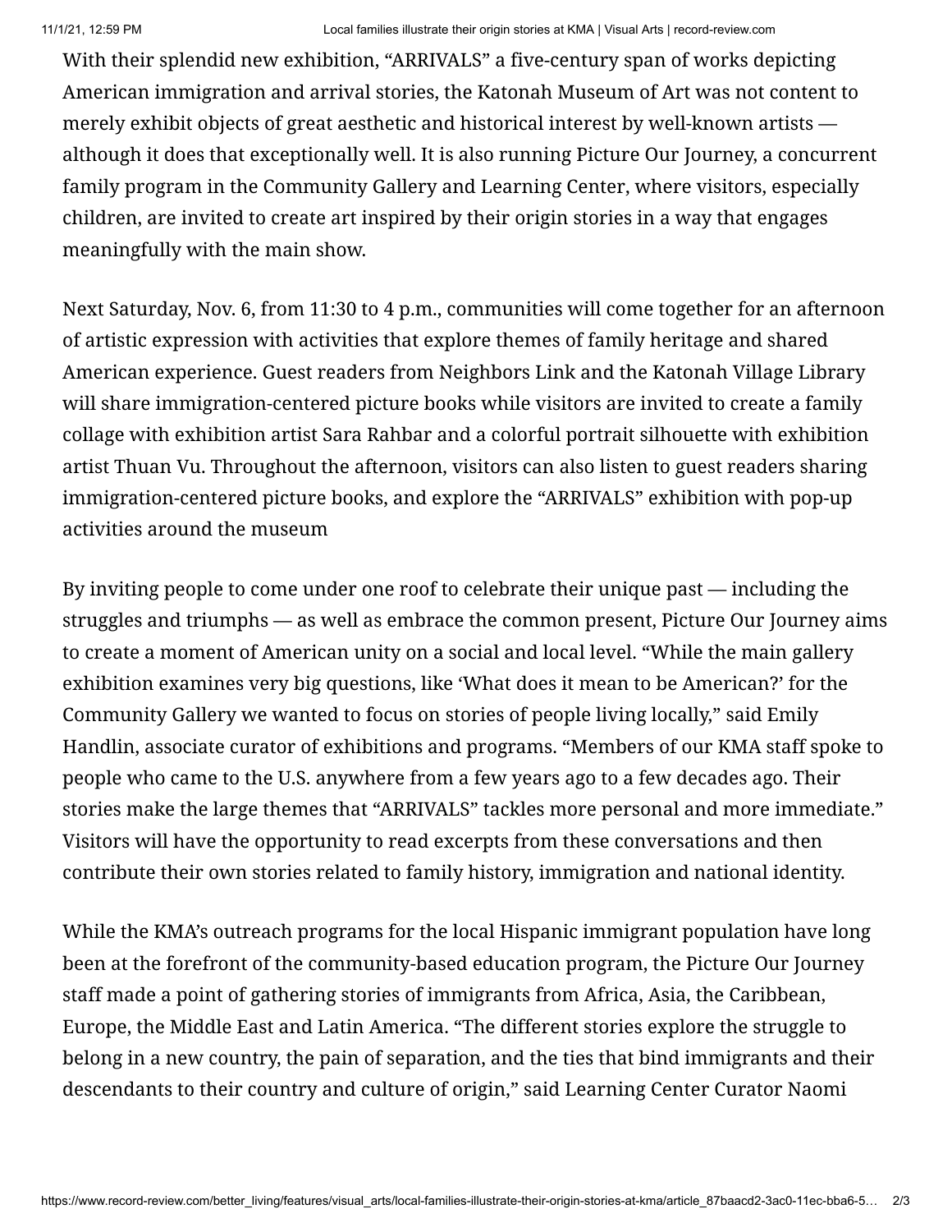With their splendid new exhibition, "ARRIVALS" a five-century span of works depicting American immigration and arrival stories, the Katonah Museum of Art was not content to merely exhibit objects of great aesthetic and historical interest by well-known artists — although it does that exceptionally well. It is also running Picture Our Journey, a concurrent family program in the Community Gallery and Learning Center, where visitors, especially children, are invited to create art inspired by their origin stories in a way that engages meaningfully with the main show.

Next Saturday, Nov. 6, from 11:30 to 4 p.m., communities will come together for an afternoon of artistic expression with activities that explore themes of family heritage and shared American experience. Guest readers from Neighbors Link and the Katonah Village Library will share immigration-centered picture books while visitors are invited to create a family collage with exhibition artist Sara Rahbar and a colorful portrait silhouette with exhibition artist Thuan Vu. Throughout the afternoon, visitors can also listen to guest readers sharing immigration-centered picture books, and explore the "ARRIVALS" exhibition with pop-up activities around the museum

By inviting people to come under one roof to celebrate their unique past — including the struggles and triumphs — as well as embrace the common present, Picture Our Journey aims to create a moment of American unity on a social and local level. "While the main gallery exhibition examines very big questions, like 'What does it mean to be American?' for the Community Gallery we wanted to focus on stories of people living locally," said Emily Handlin, associate curator of exhibitions and programs. "Members of our KMA staff spoke to people who came to the U.S. anywhere from a few years ago to a few decades ago. Their stories make the large themes that "ARRIVALS" tackles more personal and more immediate." Visitors will have the opportunity to read excerpts from these conversations and then contribute their own stories related to family history, immigration and national identity.

While the KMA's outreach programs for the local Hispanic immigrant population have long been at the forefront of the community-based education program, the Picture Our Journey staff made a point of gathering stories of immigrants from Africa, Asia, the Caribbean, Europe, the Middle East and Latin America. "The different stories explore the struggle to belong in a new country, the pain of separation, and the ties that bind immigrants and their descendants to their country and culture of origin," said Learning Center Curator Naomi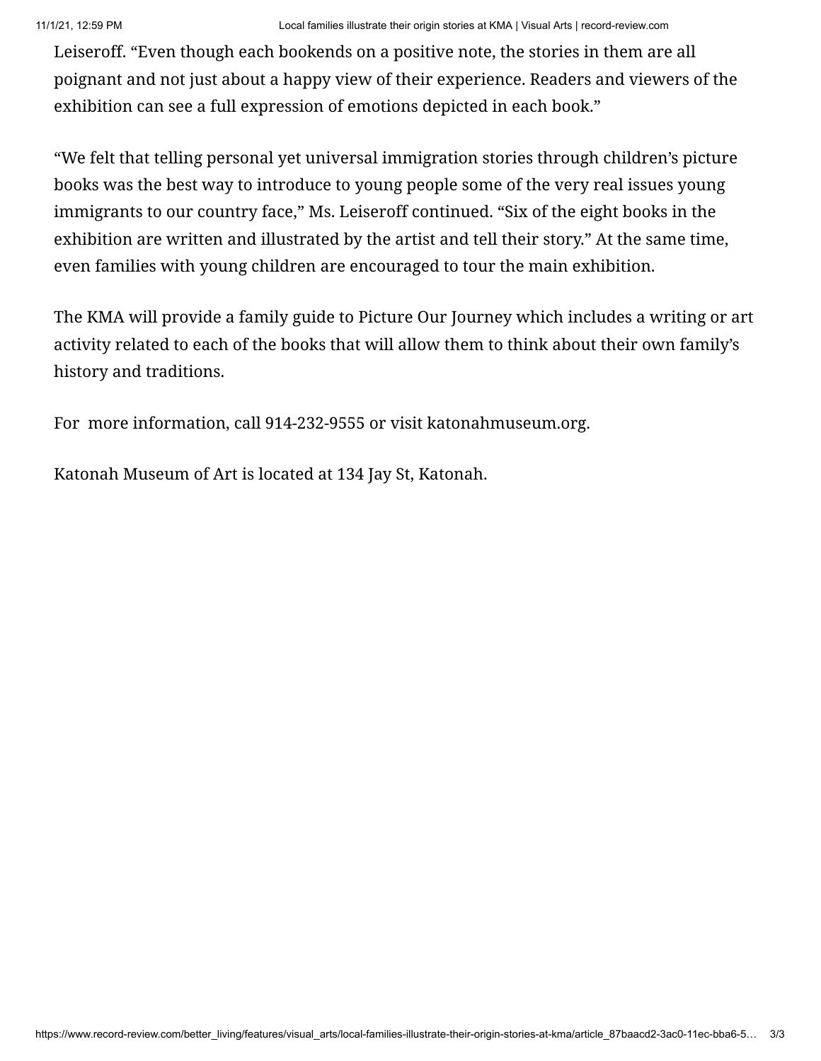Leiseroff. “Even though each bookends on a positive note, the stories in them are all poignant and not just about a happy view of their experience. Readers and viewers of the exhibition can see a full expression of emotions depicted in each book.”

“We felt that telling personal yet universal immigration stories through children’s picture books was the best way to introduce to young people some of the very real issues young immigrants to our country face,” Ms. Leiseroff continued. “Six of the eight books in the exhibition are written and illustrated by the artist and tell their story.” At the same time, even families with young children are encouraged to tour the main exhibition.

The KMA will provide a family guide to Picture Our Journey which includes a writing or art activity related to each of the books that will allow them to think about their own family’s history and traditions.

For  more information, call 914-232-9555 or visit katonahmuseum.org.

Katonah Museum of Art is located at 134 Jay St, Katonah.